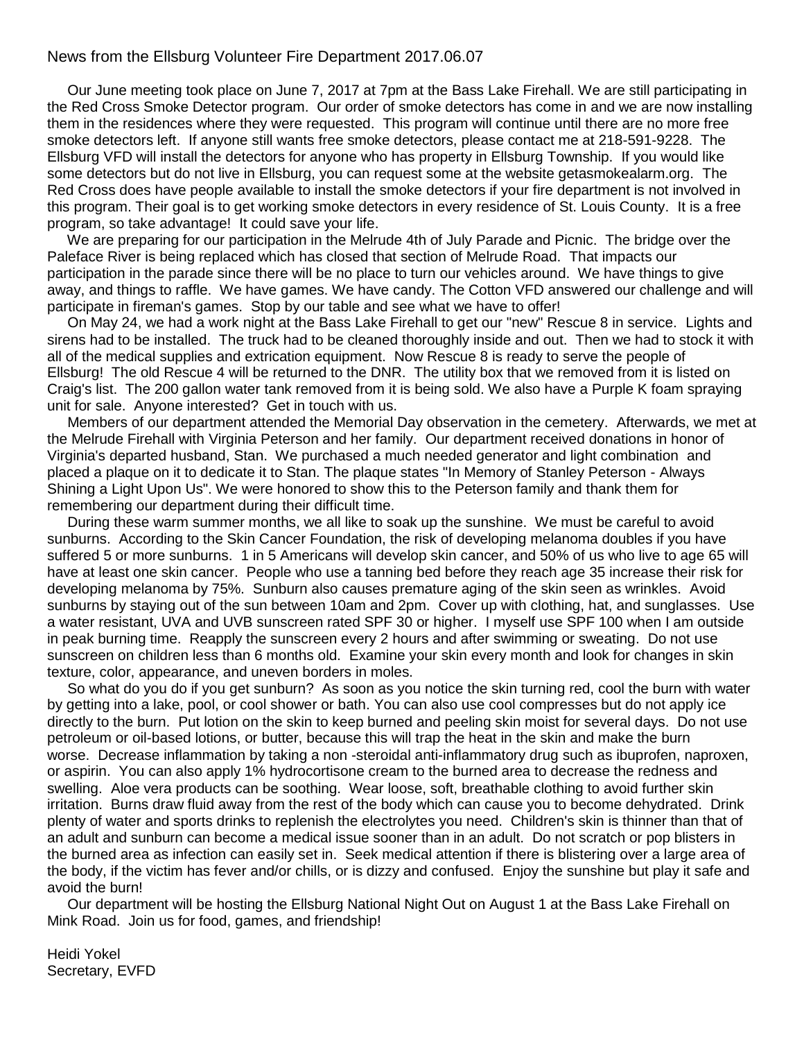News from the Ellsburg Volunteer Fire Department 2017.06.07

Our June meeting took place on June 7, 2017 at 7pm at the Bass Lake Firehall. We are still participating in the Red Cross Smoke Detector program. Our order of smoke detectors has come in and we are now installing them in the residences where they were requested. This program will continue until there are no more free smoke detectors left. If anyone still wants free smoke detectors, please contact me at 218-591-9228. The Ellsburg VFD will install the detectors for anyone who has property in Ellsburg Township. If you would like some detectors but do not live in Ellsburg, you can request some at the website getasmokealarm.org. The Red Cross does have people available to install the smoke detectors if your fire department is not involved in this program. Their goal is to get working smoke detectors in every residence of St. Louis County. It is a free program, so take advantage! It could save your life.

We are preparing for our participation in the Melrude 4th of July Parade and Picnic. The bridge over the Paleface River is being replaced which has closed that section of Melrude Road. That impacts our participation in the parade since there will be no place to turn our vehicles around. We have things to give away, and things to raffle. We have games. We have candy. The Cotton VFD answered our challenge and will participate in fireman's games. Stop by our table and see what we have to offer!

On May 24, we had a work night at the Bass Lake Firehall to get our "new" Rescue 8 in service. Lights and sirens had to be installed. The truck had to be cleaned thoroughly inside and out. Then we had to stock it with all of the medical supplies and extrication equipment. Now Rescue 8 is ready to serve the people of Ellsburg! The old Rescue 4 will be returned to the DNR. The utility box that we removed from it is listed on Craig's list. The 200 gallon water tank removed from it is being sold. We also have a Purple K foam spraying unit for sale. Anyone interested? Get in touch with us.

Members of our department attended the Memorial Day observation in the cemetery. Afterwards, we met at the Melrude Firehall with Virginia Peterson and her family. Our department received donations in honor of Virginia's departed husband, Stan. We purchased a much needed generator and light combination and placed a plaque on it to dedicate it to Stan. The plaque states "In Memory of Stanley Peterson - Always Shining a Light Upon Us". We were honored to show this to the Peterson family and thank them for remembering our department during their difficult time.

During these warm summer months, we all like to soak up the sunshine. We must be careful to avoid sunburns. According to the Skin Cancer Foundation, the risk of developing melanoma doubles if you have suffered 5 or more sunburns. 1 in 5 Americans will develop skin cancer, and 50% of us who live to age 65 will have at least one skin cancer. People who use a tanning bed before they reach age 35 increase their risk for developing melanoma by 75%. Sunburn also causes premature aging of the skin seen as wrinkles. Avoid sunburns by staying out of the sun between 10am and 2pm. Cover up with clothing, hat, and sunglasses. Use a water resistant, UVA and UVB sunscreen rated SPF 30 or higher. I myself use SPF 100 when I am outside in peak burning time. Reapply the sunscreen every 2 hours and after swimming or sweating. Do not use sunscreen on children less than 6 months old. Examine your skin every month and look for changes in skin texture, color, appearance, and uneven borders in moles.

So what do you do if you get sunburn? As soon as you notice the skin turning red, cool the burn with water by getting into a lake, pool, or cool shower or bath. You can also use cool compresses but do not apply ice directly to the burn. Put lotion on the skin to keep burned and peeling skin moist for several days. Do not use petroleum or oil-based lotions, or butter, because this will trap the heat in the skin and make the burn worse. Decrease inflammation by taking a non -steroidal anti-inflammatory drug such as ibuprofen, naproxen, or aspirin. You can also apply 1% hydrocortisone cream to the burned area to decrease the redness and swelling. Aloe vera products can be soothing. Wear loose, soft, breathable clothing to avoid further skin irritation. Burns draw fluid away from the rest of the body which can cause you to become dehydrated. Drink plenty of water and sports drinks to replenish the electrolytes you need. Children's skin is thinner than that of an adult and sunburn can become a medical issue sooner than in an adult. Do not scratch or pop blisters in the burned area as infection can easily set in. Seek medical attention if there is blistering over a large area of the body, if the victim has fever and/or chills, or is dizzy and confused. Enjoy the sunshine but play it safe and avoid the burn!

Our department will be hosting the Ellsburg National Night Out on August 1 at the Bass Lake Firehall on Mink Road. Join us for food, games, and friendship!

Heidi Yokel
Secretary, EVFD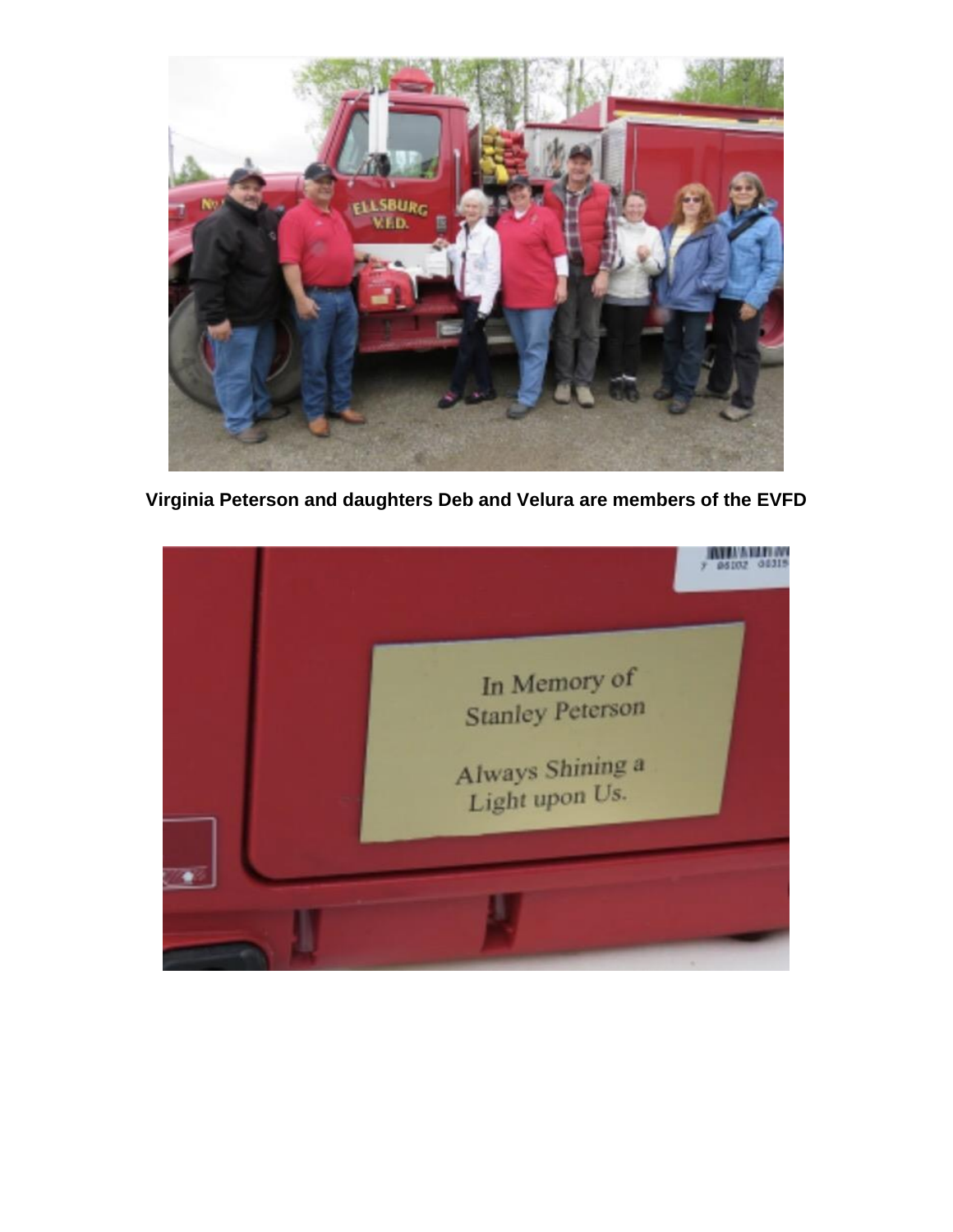**Virginia Peterson and daughters Deb and Velura are members of the EVFD**